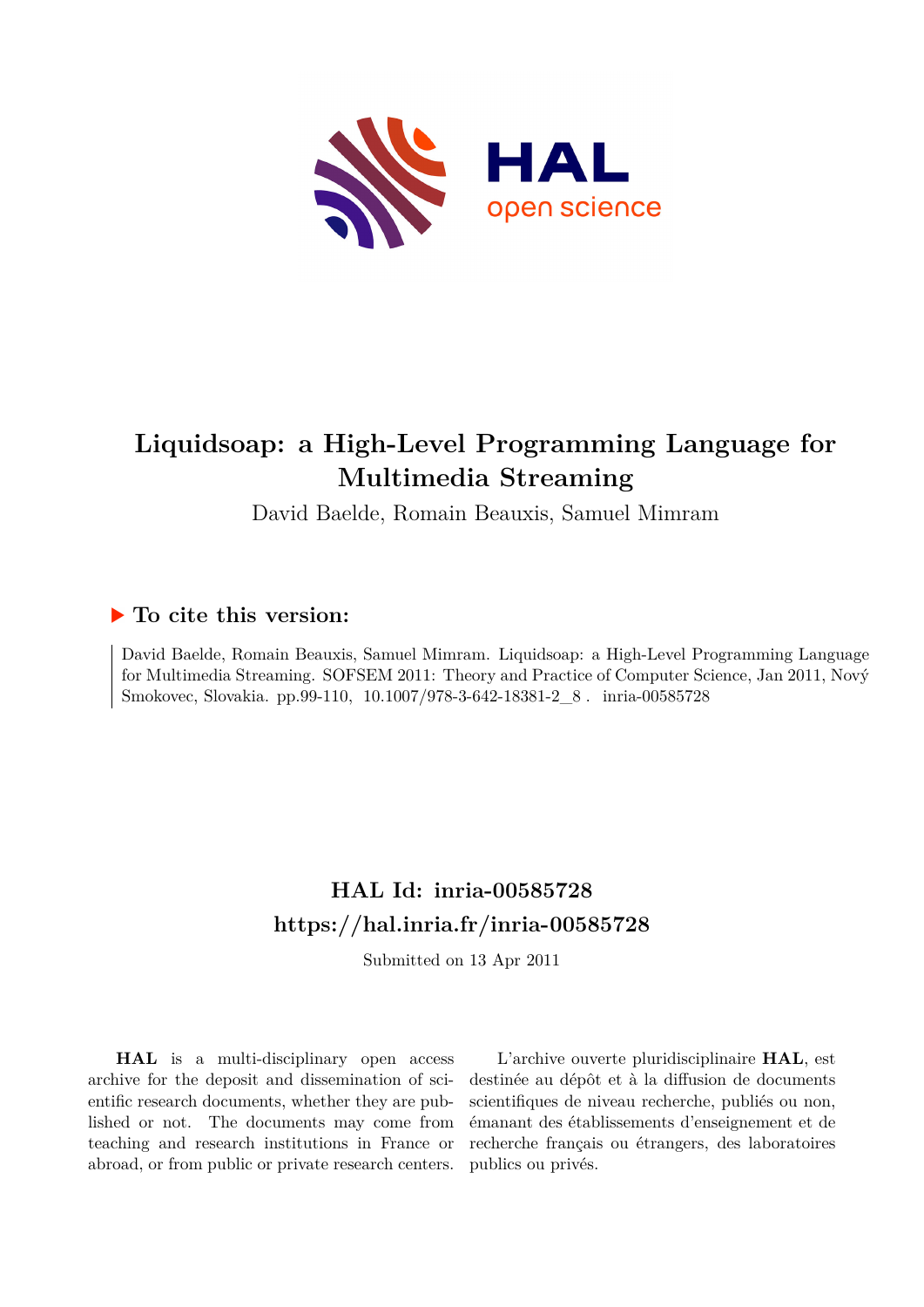# Liquidsoap: a High-Level Programming Language for Multimedia Streaming

David Baelde, Romain Beauxis, Samuel Mimram

### ▶ To cite this version:

David Baelde, Romain Beauxis, Samuel Mimram. Liquidsoap: a High-Level Programming Language for Multimedia Streaming. SOFSEM 2011: Theory and Practice of Computer Science, Jan 2011, Nový Smokovec, Slovakia. pp.99-110, 10.1007/978-3-642-18381-2_8 . inria-00585728

## HAL Id: inria-00585728
## https://hal.inria.fr/inria-00585728

Submitted on 13 Apr 2011

**HAL** is a multi-disciplinary open access archive for the deposit and dissemination of scientific research documents, whether they are published or not. The documents may come from teaching and research institutions in France or abroad, or from public or private research centers.

L'archive ouverte pluridisciplinaire **HAL**, est destinée au dépôt et à la diffusion de documents scientifiques de niveau recherche, publiés ou non, émanant des établissements d'enseignement et de recherche français ou étrangers, des laboratoires publics ou privés.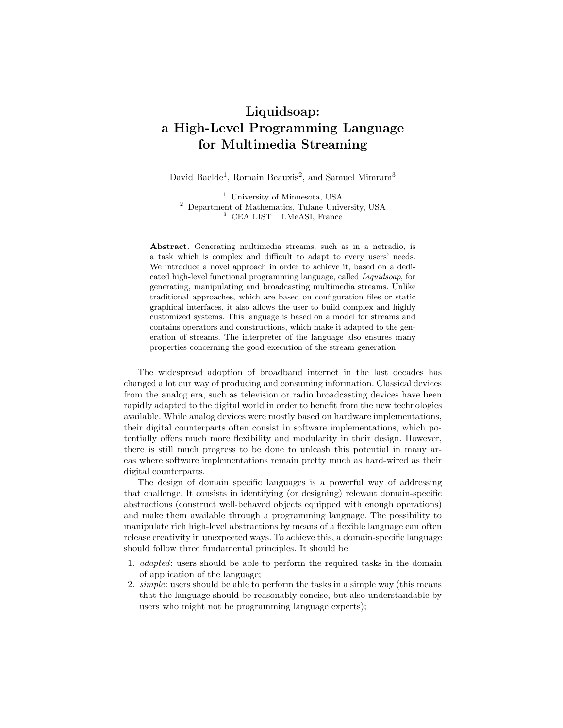# Liquidsoap: a High-Level Programming Language for Multimedia Streaming

David Baelde[1], Romain Beauxis[2], and Samuel Mimram[3]

[1] University of Minnesota, USA
[2] Department of Mathematics, Tulane University, USA
[3] CEA LIST – LMeASI, France

**Abstract.** Generating multimedia streams, such as in a netradio, is a task which is complex and difficult to adapt to every users' needs. We introduce a novel approach in order to achieve it, based on a dedicated high-level functional programming language, called *Liquidsoap*, for generating, manipulating and broadcasting multimedia streams. Unlike traditional approaches, which are based on configuration files or static graphical interfaces, it also allows the user to build complex and highly customized systems. This language is based on a model for streams and contains operators and constructions, which make it adapted to the generation of streams. The interpreter of the language also ensures many properties concerning the good execution of the stream generation.

The widespread adoption of broadband internet in the last decades has changed a lot our way of producing and consuming information. Classical devices from the analog era, such as television or radio broadcasting devices have been rapidly adapted to the digital world in order to benefit from the new technologies available. While analog devices were mostly based on hardware implementations, their digital counterparts often consist in software implementations, which potentially offers much more flexibility and modularity in their design. However, there is still much progress to be done to unleash this potential in many areas where software implementations remain pretty much as hard-wired as their digital counterparts.

The design of domain specific languages is a powerful way of addressing that challenge. It consists in identifying (or designing) relevant domain-specific abstractions (construct well-behaved objects equipped with enough operations) and make them available through a programming language. The possibility to manipulate rich high-level abstractions by means of a flexible language can often release creativity in unexpected ways. To achieve this, a domain-specific language should follow three fundamental principles. It should be

1. *adapted*: users should be able to perform the required tasks in the domain of application of the language;
2. *simple*: users should be able to perform the tasks in a simple way (this means that the language should be reasonably concise, but also understandable by users who might not be programming language experts);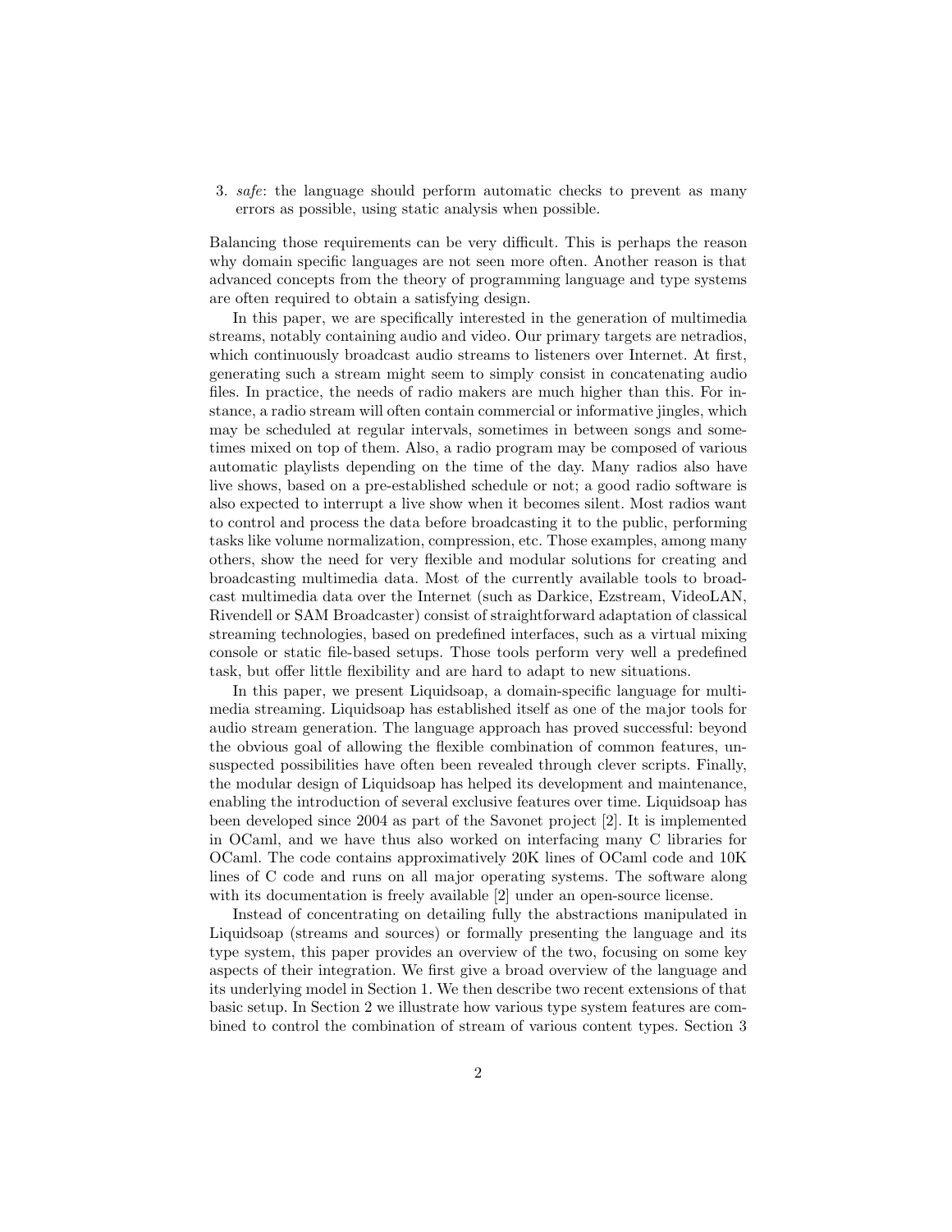3. *safe*: the language should perform automatic checks to prevent as many errors as possible, using static analysis when possible.

Balancing those requirements can be very difficult. This is perhaps the reason why domain specific languages are not seen more often. Another reason is that advanced concepts from the theory of programming language and type systems are often required to obtain a satisfying design.

In this paper, we are specifically interested in the generation of multimedia streams, notably containing audio and video. Our primary targets are netradios, which continuously broadcast audio streams to listeners over Internet. At first, generating such a stream might seem to simply consist in concatenating audio files. In practice, the needs of radio makers are much higher than this. For instance, a radio stream will often contain commercial or informative jingles, which may be scheduled at regular intervals, sometimes in between songs and sometimes mixed on top of them. Also, a radio program may be composed of various automatic playlists depending on the time of the day. Many radios also have live shows, based on a pre-established schedule or not; a good radio software is also expected to interrupt a live show when it becomes silent. Most radios want to control and process the data before broadcasting it to the public, performing tasks like volume normalization, compression, etc. Those examples, among many others, show the need for very flexible and modular solutions for creating and broadcasting multimedia data. Most of the currently available tools to broadcast multimedia data over the Internet (such as Darkice, Ezstream, VideoLAN, Rivendell or SAM Broadcaster) consist of straightforward adaptation of classical streaming technologies, based on predefined interfaces, such as a virtual mixing console or static file-based setups. Those tools perform very well a predefined task, but offer little flexibility and are hard to adapt to new situations.

In this paper, we present Liquidsoap, a domain-specific language for multimedia streaming. Liquidsoap has established itself as one of the major tools for audio stream generation. The language approach has proved successful: beyond the obvious goal of allowing the flexible combination of common features, unsuspected possibilities have often been revealed through clever scripts. Finally, the modular design of Liquidsoap has helped its development and maintenance, enabling the introduction of several exclusive features over time. Liquidsoap has been developed since 2004 as part of the Savonet project [2]. It is implemented in OCaml, and we have thus also worked on interfacing many C libraries for OCaml. The code contains approximatively 20K lines of OCaml code and 10K lines of C code and runs on all major operating systems. The software along with its documentation is freely available [2] under an open-source license.

Instead of concentrating on detailing fully the abstractions manipulated in Liquidsoap (streams and sources) or formally presenting the language and its type system, this paper provides an overview of the two, focusing on some key aspects of their integration. We first give a broad overview of the language and its underlying model in Section 1. We then describe two recent extensions of that basic setup. In Section 2 we illustrate how various type system features are combined to control the combination of stream of various content types. Section 3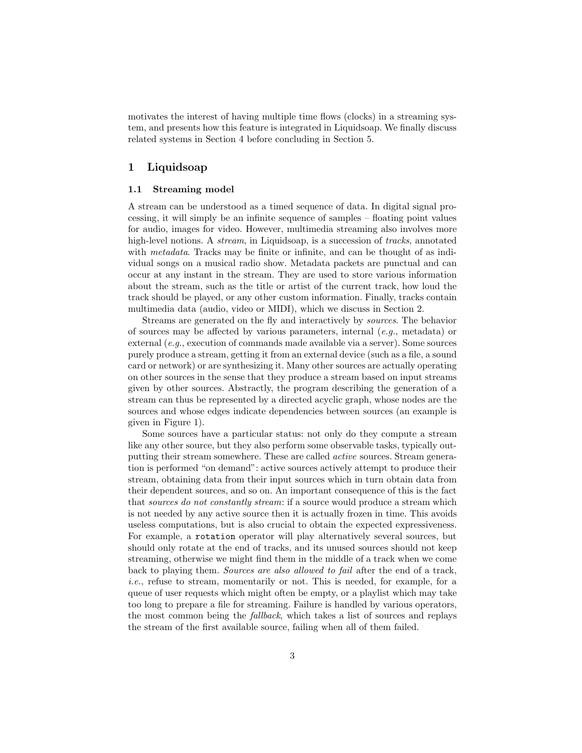motivates the interest of having multiple time flows (clocks) in a streaming system, and presents how this feature is integrated in Liquidsoap. We finally discuss related systems in Section 4 before concluding in Section 5.

# 1 Liquidsoap

## 1.1 Streaming model

A stream can be understood as a timed sequence of data. In digital signal processing, it will simply be an infinite sequence of samples – floating point values for audio, images for video. However, multimedia streaming also involves more high-level notions. A *stream*, in Liquidsoap, is a succession of *tracks*, annotated with *metadata*. Tracks may be finite or infinite, and can be thought of as individual songs on a musical radio show. Metadata packets are punctual and can occur at any instant in the stream. They are used to store various information about the stream, such as the title or artist of the current track, how loud the track should be played, or any other custom information. Finally, tracks contain multimedia data (audio, video or MIDI), which we discuss in Section 2.

Streams are generated on the fly and interactively by *sources*. The behavior of sources may be affected by various parameters, internal (*e.g.*, metadata) or external (*e.g.*, execution of commands made available via a server). Some sources purely produce a stream, getting it from an external device (such as a file, a sound card or network) or are synthesizing it. Many other sources are actually operating on other sources in the sense that they produce a stream based on input streams given by other sources. Abstractly, the program describing the generation of a stream can thus be represented by a directed acyclic graph, whose nodes are the sources and whose edges indicate dependencies between sources (an example is given in Figure 1).

Some sources have a particular status: not only do they compute a stream like any other source, but they also perform some observable tasks, typically outputting their stream somewhere. These are called *active* sources. Stream generation is performed "on demand": active sources actively attempt to produce their stream, obtaining data from their input sources which in turn obtain data from their dependent sources, and so on. An important consequence of this is the fact that *sources do not constantly stream*: if a source would produce a stream which is not needed by any active source then it is actually frozen in time. This avoids useless computations, but is also crucial to obtain the expected expressiveness. For example, a `rotation` operator will play alternatively several sources, but should only rotate at the end of tracks, and its unused sources should not keep streaming, otherwise we might find them in the middle of a track when we come back to playing them. *Sources are also allowed to fail* after the end of a track, *i.e.*, refuse to stream, momentarily or not. This is needed, for example, for a queue of user requests which might often be empty, or a playlist which may take too long to prepare a file for streaming. Failure is handled by various operators, the most common being the *fallback*, which takes a list of sources and replays the stream of the first available source, failing when all of them failed.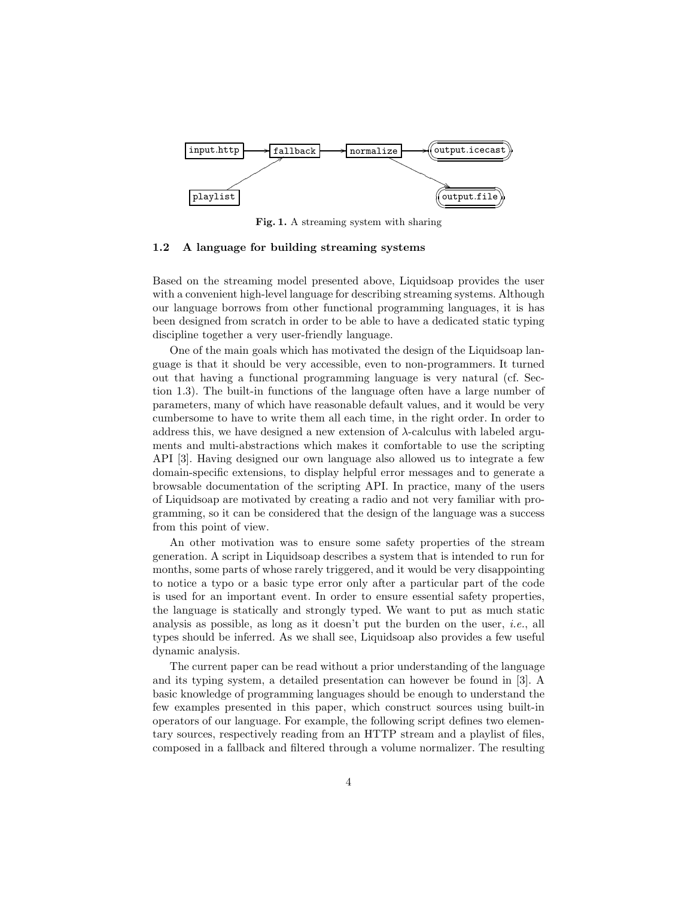input.http

fallback

normalize

output.icecast

playlist

output.file

**Fig. 1.** A streaming system with sharing

### 1.2 A language for building streaming systems

Based on the streaming model presented above, Liquidsoap provides the user with a convenient high-level language for describing streaming systems. Although our language borrows from other functional programming languages, it is has been designed from scratch in order to be able to have a dedicated static typing discipline together a very user-friendly language.

One of the main goals which has motivated the design of the Liquidsoap language is that it should be very accessible, even to non-programmers. It turned out that having a functional programming language is very natural (cf. Section 1.3). The built-in functions of the language often have a large number of parameters, many of which have reasonable default values, and it would be very cumbersome to have to write them all each time, in the right order. In order to address this, we have designed a new extension of $\lambda$-calculus with labeled arguments and multi-abstractions which makes it comfortable to use the scripting API [3]. Having designed our own language also allowed us to integrate a few domain-specific extensions, to display helpful error messages and to generate a browsable documentation of the scripting API. In practice, many of the users of Liquidsoap are motivated by creating a radio and not very familiar with programming, so it can be considered that the design of the language was a success from this point of view.

An other motivation was to ensure some safety properties of the stream generation. A script in Liquidsoap describes a system that is intended to run for months, some parts of whose rarely triggered, and it would be very disappointing to notice a typo or a basic type error only after a particular part of the code is used for an important event. In order to ensure essential safety properties, the language is statically and strongly typed. We want to put as much static analysis as possible, as long as it doesn't put the burden on the user, *i.e.*, all types should be inferred. As we shall see, Liquidsoap also provides a few useful dynamic analysis.

The current paper can be read without a prior understanding of the language and its typing system, a detailed presentation can however be found in [3]. A basic knowledge of programming languages should be enough to understand the few examples presented in this paper, which construct sources using built-in operators of our language. For example, the following script defines two elementary sources, respectively reading from an HTTP stream and a playlist of files, composed in a fallback and filtered through a volume normalizer. The resulting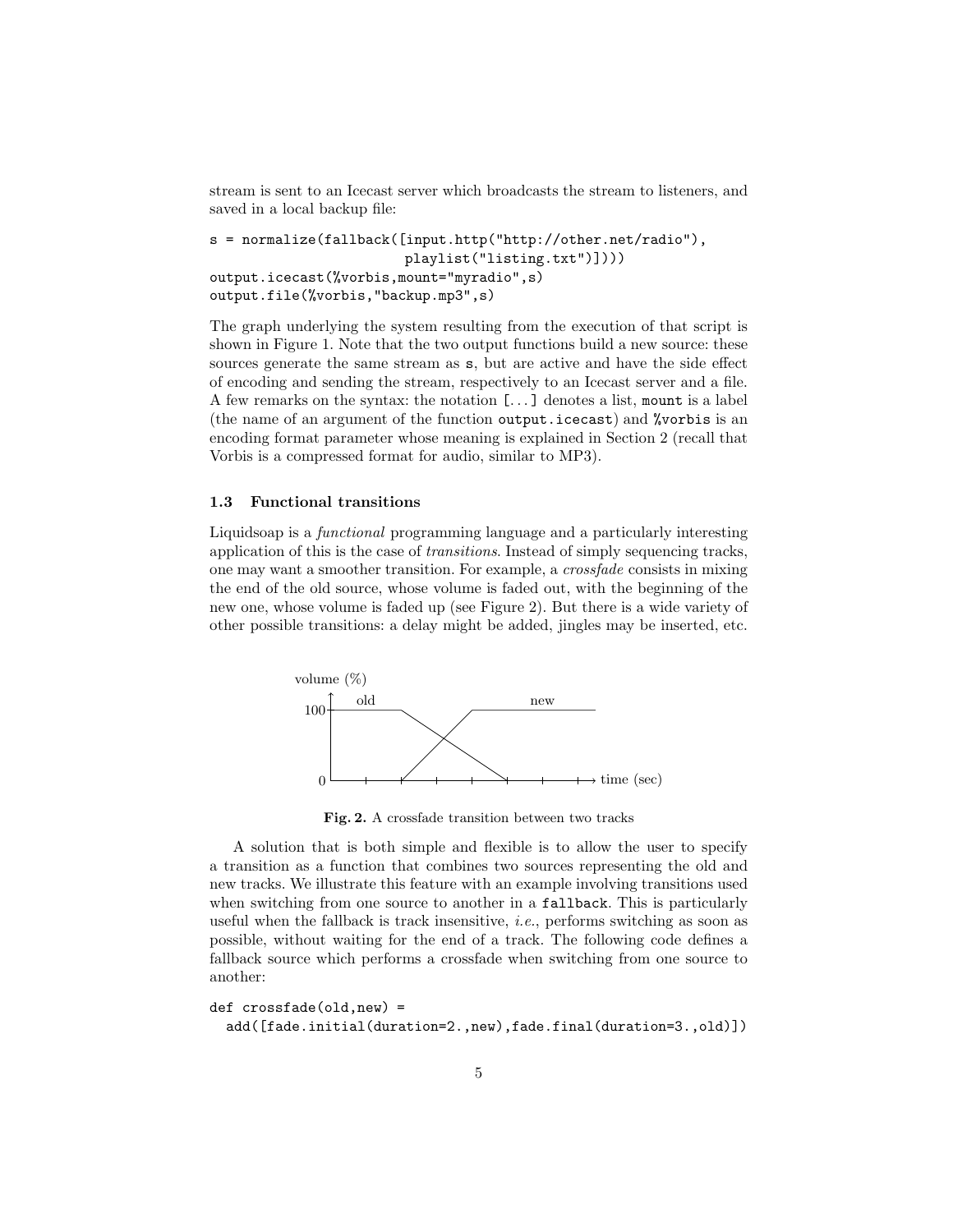stream is sent to an Icecast server which broadcasts the stream to listeners, and saved in a local backup file:

```
s = normalize(fallback([input.http("http://other.net/radio"),
                        playlist("listing.txt")]))
output.icecast(%vorbis,mount="myradio",s)
output.file(%vorbis,"backup.mp3",s)
```

The graph underlying the system resulting from the execution of that script is shown in Figure 1. Note that the two output functions build a new source: these sources generate the same stream as `s`, but are active and have the side effect of encoding and sending the stream, respectively to an Icecast server and a file. A few remarks on the syntax: the notation `[...]` denotes a list, `mount` is a label (the name of an argument of the function `output.icecast`) and `%vorbis` is an encoding format parameter whose meaning is explained in Section 2 (recall that Vorbis is a compressed format for audio, similar to MP3).

### 1.3 Functional transitions

Liquidsoap is a *functional* programming language and a particularly interesting application of this is the case of *transitions*. Instead of simply sequencing tracks, one may want a smoother transition. For example, a *crossfade* consists in mixing the end of the old source, whose volume is faded out, with the beginning of the new one, whose volume is faded up (see Figure 2). But there is a wide variety of other possible transitions: a delay might be added, jingles may be inserted, etc.

volume (%)
100
0
old
new
time (sec)

**Fig. 2.** A crossfade transition between two tracks

A solution that is both simple and flexible is to allow the user to specify a transition as a function that combines two sources representing the old and new tracks. We illustrate this feature with an example involving transitions used when switching from one source to another in a `fallback`. This is particularly useful when the fallback is track insensitive, *i.e.*, performs switching as soon as possible, without waiting for the end of a track. The following code defines a fallback source which performs a crossfade when switching from one source to another:

```
def crossfade(old,new) =
  add([fade.initial(duration=2.,new),fade.final(duration=3.,old)])
```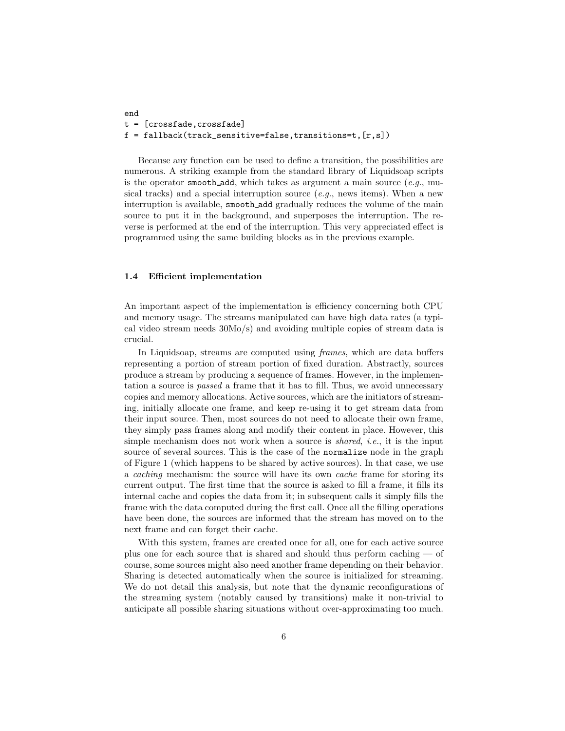```
end
t = [crossfade,crossfade]
f = fallback(track_sensitive=false,transitions=t,[r,s])
```

Because any function can be used to define a transition, the possibilities are numerous. A striking example from the standard library of Liquidsoap scripts is the operator `smooth_add`, which takes as argument a main source (*e.g.*, musical tracks) and a special interruption source (*e.g.*, news items). When a new interruption is available, `smooth_add` gradually reduces the volume of the main source to put it in the background, and superposes the interruption. The reverse is performed at the end of the interruption. This very appreciated effect is programmed using the same building blocks as in the previous example.

### 1.4 Efficient implementation

An important aspect of the implementation is efficiency concerning both CPU and memory usage. The streams manipulated can have high data rates (a typical video stream needs 30Mo/s) and avoiding multiple copies of stream data is crucial.

In Liquidsoap, streams are computed using *frames*, which are data buffers representing a portion of stream portion of fixed duration. Abstractly, sources produce a stream by producing a sequence of frames. However, in the implementation a source is *passed* a frame that it has to fill. Thus, we avoid unnecessary copies and memory allocations. Active sources, which are the initiators of streaming, initially allocate one frame, and keep re-using it to get stream data from their input source. Then, most sources do not need to allocate their own frame, they simply pass frames along and modify their content in place. However, this simple mechanism does not work when a source is *shared*, *i.e.*, it is the input source of several sources. This is the case of the `normalize` node in the graph of Figure 1 (which happens to be shared by active sources). In that case, we use a *caching* mechanism: the source will have its own *cache* frame for storing its current output. The first time that the source is asked to fill a frame, it fills its internal cache and copies the data from it; in subsequent calls it simply fills the frame with the data computed during the first call. Once all the filling operations have been done, the sources are informed that the stream has moved on to the next frame and can forget their cache.

With this system, frames are created once for all, one for each active source plus one for each source that is shared and should thus perform caching — of course, some sources might also need another frame depending on their behavior. Sharing is detected automatically when the source is initialized for streaming. We do not detail this analysis, but note that the dynamic reconfigurations of the streaming system (notably caused by transitions) make it non-trivial to anticipate all possible sharing situations without over-approximating too much.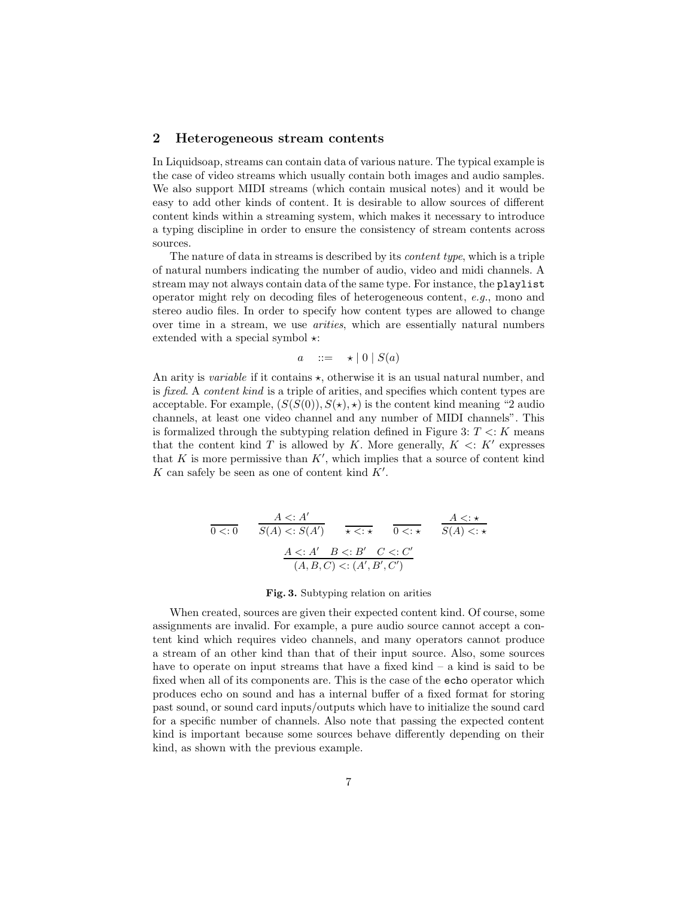## 2 Heterogeneous stream contents

In Liquidsoap, streams can contain data of various nature. The typical example is the case of video streams which usually contain both images and audio samples. We also support MIDI streams (which contain musical notes) and it would be easy to add other kinds of content. It is desirable to allow sources of different content kinds within a streaming system, which makes it necessary to introduce a typing discipline in order to ensure the consistency of stream contents across sources.

The nature of data in streams is described by its *content type*, which is a triple of natural numbers indicating the number of audio, video and midi channels. A stream may not always contain data of the same type. For instance, the `playlist` operator might rely on decoding files of heterogeneous content, *e.g.*, mono and stereo audio files. In order to specify how content types are allowed to change over time in a stream, we use *arities*, which are essentially natural numbers extended with a special symbol $\star$:

$$a \quad ::= \quad \star \mid 0 \mid S(a)$$

An arity is *variable* if it contains $\star$, otherwise it is an usual natural number, and is *fixed*. A *content kind* is a triple of arities, and specifies which content types are acceptable. For example, $(S(S(0)), S(\star), \star)$ is the content kind meaning "2 audio channels, at least one video channel and any number of MIDI channels". This is formalized through the subtyping relation defined in Figure 3: $T <: K$ means that the content kind $T$ is allowed by $K$. More generally, $K <: K'$ expresses that $K$ is more permissive than $K'$, which implies that a source of content kind $K$ can safely be seen as one of content kind $K'$.

$$\frac{}{0 <: 0} \qquad \frac{A <: A'}{S(A) <: S(A')} \qquad \frac{}{\star <: \star} \qquad \frac{}{0 <: \star} \qquad \frac{A <: \star}{S(A) <: \star}$$

$$\frac{A <: A' \quad B <: B' \quad C <: C'}{(A, B, C) <: (A', B', C')}$$

**Fig. 3.** Subtyping relation on arities

When created, sources are given their expected content kind. Of course, some assignments are invalid. For example, a pure audio source cannot accept a content kind which requires video channels, and many operators cannot produce a stream of an other kind than that of their input source. Also, some sources have to operate on input streams that have a fixed kind – a kind is said to be fixed when all of its components are. This is the case of the `echo` operator which produces echo on sound and has a internal buffer of a fixed format for storing past sound, or sound card inputs/outputs which have to initialize the sound card for a specific number of channels. Also note that passing the expected content kind is important because some sources behave differently depending on their kind, as shown with the previous example.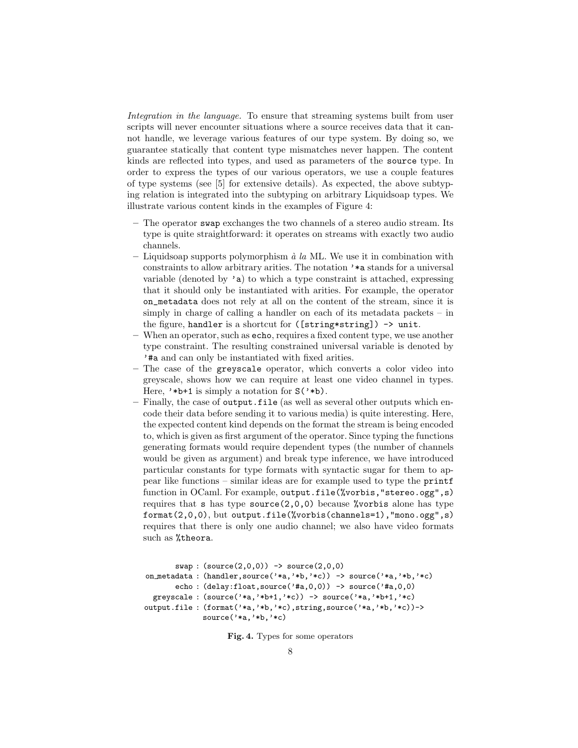*Integration in the language.* To ensure that streaming systems built from user scripts will never encounter situations where a source receives data that it cannot handle, we leverage various features of our type system. By doing so, we guarantee statically that content type mismatches never happen. The content kinds are reflected into types, and used as parameters of the `source` type. In order to express the types of our various operators, we use a couple features of type systems (see [5] for extensive details). As expected, the above subtyping relation is integrated into the subtyping on arbitrary Liquidsoap types. We illustrate various content kinds in the examples of Figure 4:

- The operator `swap` exchanges the two channels of a stereo audio stream. Its type is quite straightforward: it operates on streams with exactly two audio channels.
- Liquidsoap supports polymorphism *à la* ML. We use it in combination with constraints to allow arbitrary arities. The notation `'*a` stands for a universal variable (denoted by `'a`) to which a type constraint is attached, expressing that it should only be instantiated with arities. For example, the operator `on_metadata` does not rely at all on the content of the stream, since it is simply in charge of calling a handler on each of its metadata packets – in the figure, `handler` is a shortcut for `([string*string]) -> unit`.
- When an operator, such as `echo`, requires a fixed content type, we use another type constraint. The resulting constrained universal variable is denoted by `'#a` and can only be instantiated with fixed arities.
- The case of the `greyscale` operator, which converts a color video into greyscale, shows how we can require at least one video channel in types. Here, `'*b+1` is simply a notation for `S('*b)`.
- Finally, the case of `output.file` (as well as several other outputs which encode their data before sending it to various media) is quite interesting. Here, the expected content kind depends on the format the stream is being encoded to, which is given as first argument of the operator. Since typing the functions generating formats would require dependent types (the number of channels would be given as argument) and break type inference, we have introduced particular constants for type formats with syntactic sugar for them to appear like functions – similar ideas are for example used to type the `printf` function in OCaml. For example, `output.file(%vorbis,"stereo.ogg",s)` requires that `s` has type `source(2,0,0)` because `%vorbis` alone has type `format(2,0,0)`, but `output.file(%vorbis(channels=1),"mono.ogg",s)` requires that there is only one audio channel; we also have video formats such as `%theora`.

```
       swap : (source(2,0,0)) -> source(2,0,0)
on_metadata : (handler,source('*a,'*b,'*c)) -> source('*a,'*b,'*c)
       echo : (delay:float,source('#a,0,0)) -> source('#a,0,0)
  greyscale : (source('*a,'*b+1,'*c)) -> source('*a,'*b+1,'*c)
output.file : (format('*a,'*b,'*c),string,source('*a,'*b,'*c))->
              source('*a,'*b,'*c)
```

**Fig. 4.** Types for some operators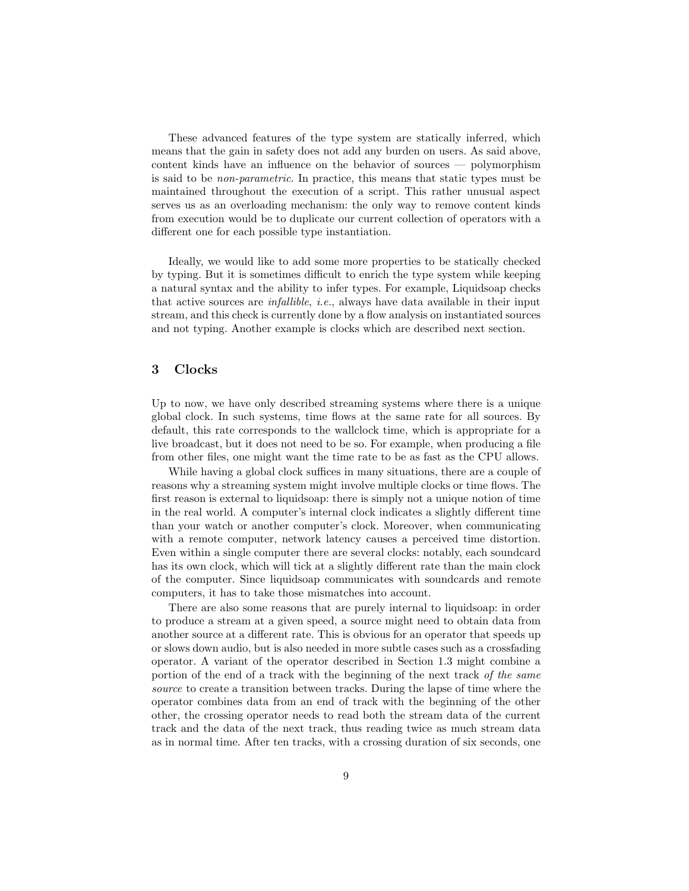These advanced features of the type system are statically inferred, which means that the gain in safety does not add any burden on users. As said above, content kinds have an influence on the behavior of sources — polymorphism is said to be *non-parametric*. In practice, this means that static types must be maintained throughout the execution of a script. This rather unusual aspect serves us as an overloading mechanism: the only way to remove content kinds from execution would be to duplicate our current collection of operators with a different one for each possible type instantiation.

Ideally, we would like to add some more properties to be statically checked by typing. But it is sometimes difficult to enrich the type system while keeping a natural syntax and the ability to infer types. For example, Liquidsoap checks that active sources are *infallible*, *i.e.*, always have data available in their input stream, and this check is currently done by a flow analysis on instantiated sources and not typing. Another example is clocks which are described next section.

## 3 Clocks

Up to now, we have only described streaming systems where there is a unique global clock. In such systems, time flows at the same rate for all sources. By default, this rate corresponds to the wallclock time, which is appropriate for a live broadcast, but it does not need to be so. For example, when producing a file from other files, one might want the time rate to be as fast as the CPU allows.

While having a global clock suffices in many situations, there are a couple of reasons why a streaming system might involve multiple clocks or time flows. The first reason is external to liquidsoap: there is simply not a unique notion of time in the real world. A computer's internal clock indicates a slightly different time than your watch or another computer's clock. Moreover, when communicating with a remote computer, network latency causes a perceived time distortion. Even within a single computer there are several clocks: notably, each soundcard has its own clock, which will tick at a slightly different rate than the main clock of the computer. Since liquidsoap communicates with soundcards and remote computers, it has to take those mismatches into account.

There are also some reasons that are purely internal to liquidsoap: in order to produce a stream at a given speed, a source might need to obtain data from another source at a different rate. This is obvious for an operator that speeds up or slows down audio, but is also needed in more subtle cases such as a crossfading operator. A variant of the operator described in Section 1.3 might combine a portion of the end of a track with the beginning of the next track *of the same source* to create a transition between tracks. During the lapse of time where the operator combines data from an end of track with the beginning of the other other, the crossing operator needs to read both the stream data of the current track and the data of the next track, thus reading twice as much stream data as in normal time. After ten tracks, with a crossing duration of six seconds, one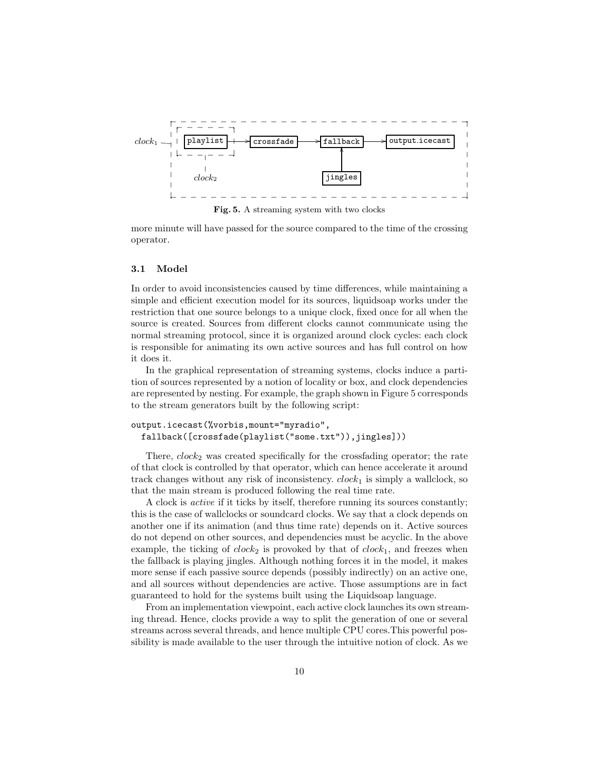$clock_1$

playlist

crossfade

fallback

output.icecast

jingles

$clock_2$

**Fig. 5.** A streaming system with two clocks

more minute will have passed for the source compared to the time of the crossing operator.

### 3.1 Model

In order to avoid inconsistencies caused by time differences, while maintaining a simple and efficient execution model for its sources, liquidsoap works under the restriction that one source belongs to a unique clock, fixed once for all when the source is created. Sources from different clocks cannot communicate using the normal streaming protocol, since it is organized around clock cycles: each clock is responsible for animating its own active sources and has full control on how it does it.

In the graphical representation of streaming systems, clocks induce a partition of sources represented by a notion of locality or box, and clock dependencies are represented by nesting. For example, the graph shown in Figure 5 corresponds to the stream generators built by the following script:

```
output.icecast(%vorbis,mount="myradio",
  fallback([crossfade(playlist("some.txt")),jingles]))
```

There, $clock_2$ was created specifically for the crossfading operator; the rate of that clock is controlled by that operator, which can hence accelerate it around track changes without any risk of inconsistency. $clock_1$ is simply a wallclock, so that the main stream is produced following the real time rate.

A clock is *active* if it ticks by itself, therefore running its sources constantly; this is the case of wallclocks or soundcard clocks. We say that a clock depends on another one if its animation (and thus time rate) depends on it. Active sources do not depend on other sources, and dependencies must be acyclic. In the above example, the ticking of $clock_2$ is provoked by that of $clock_1$, and freezes when the fallback is playing jingles. Although nothing forces it in the model, it makes more sense if each passive source depends (possibly indirectly) on an active one, and all sources without dependencies are active. Those assumptions are in fact guaranteed to hold for the systems built using the Liquidsoap language.

From an implementation viewpoint, each active clock launches its own streaming thread. Hence, clocks provide a way to split the generation of one or several streams across several threads, and hence multiple CPU cores.This powerful possibility is made available to the user through the intuitive notion of clock. As we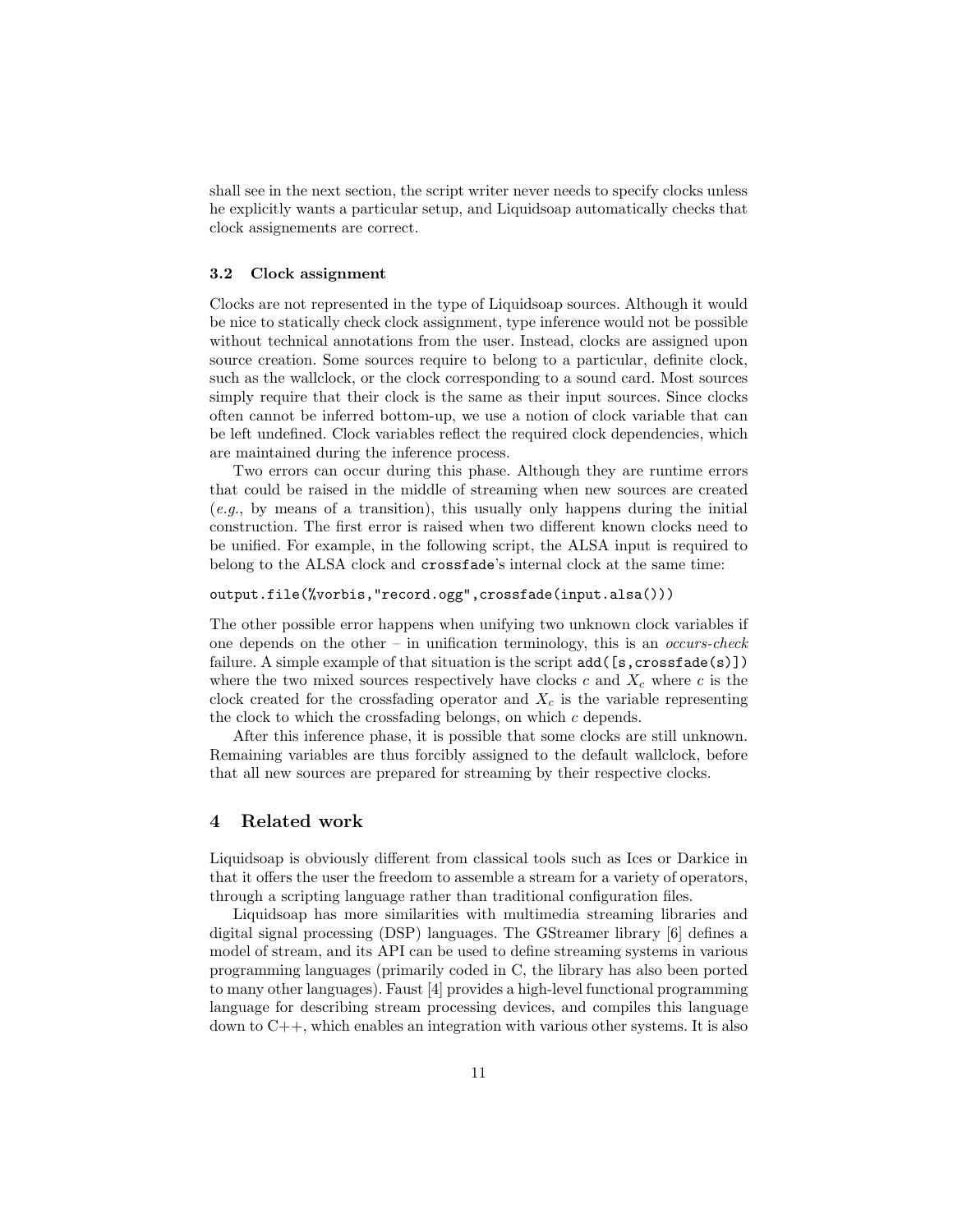shall see in the next section, the script writer never needs to specify clocks unless he explicitly wants a particular setup, and Liquidsoap automatically checks that clock assignements are correct.

### 3.2 Clock assignment

Clocks are not represented in the type of Liquidsoap sources. Although it would be nice to statically check clock assignment, type inference would not be possible without technical annotations from the user. Instead, clocks are assigned upon source creation. Some sources require to belong to a particular, definite clock, such as the wallclock, or the clock corresponding to a sound card. Most sources simply require that their clock is the same as their input sources. Since clocks often cannot be inferred bottom-up, we use a notion of clock variable that can be left undefined. Clock variables reflect the required clock dependencies, which are maintained during the inference process.

Two errors can occur during this phase. Although they are runtime errors that could be raised in the middle of streaming when new sources are created (*e.g.*, by means of a transition), this usually only happens during the initial construction. The first error is raised when two different known clocks need to be unified. For example, in the following script, the ALSA input is required to belong to the ALSA clock and `crossfade`'s internal clock at the same time:

```
output.file(%vorbis,"record.ogg",crossfade(input.alsa()))
```

The other possible error happens when unifying two unknown clock variables if one depends on the other – in unification terminology, this is an *occurs-check* failure. A simple example of that situation is the script `add([s,crossfade(s)])` where the two mixed sources respectively have clocks $c$ and $X_c$ where $c$ is the clock created for the crossfading operator and $X_c$ is the variable representing the clock to which the crossfading belongs, on which $c$ depends.

After this inference phase, it is possible that some clocks are still unknown. Remaining variables are thus forcibly assigned to the default wallclock, before that all new sources are prepared for streaming by their respective clocks.

## 4 Related work

Liquidsoap is obviously different from classical tools such as Ices or Darkice in that it offers the user the freedom to assemble a stream for a variety of operators, through a scripting language rather than traditional configuration files.

Liquidsoap has more similarities with multimedia streaming libraries and digital signal processing (DSP) languages. The GStreamer library [6] defines a model of stream, and its API can be used to define streaming systems in various programming languages (primarily coded in C, the library has also been ported to many other languages). Faust [4] provides a high-level functional programming language for describing stream processing devices, and compiles this language down to C++, which enables an integration with various other systems. It is also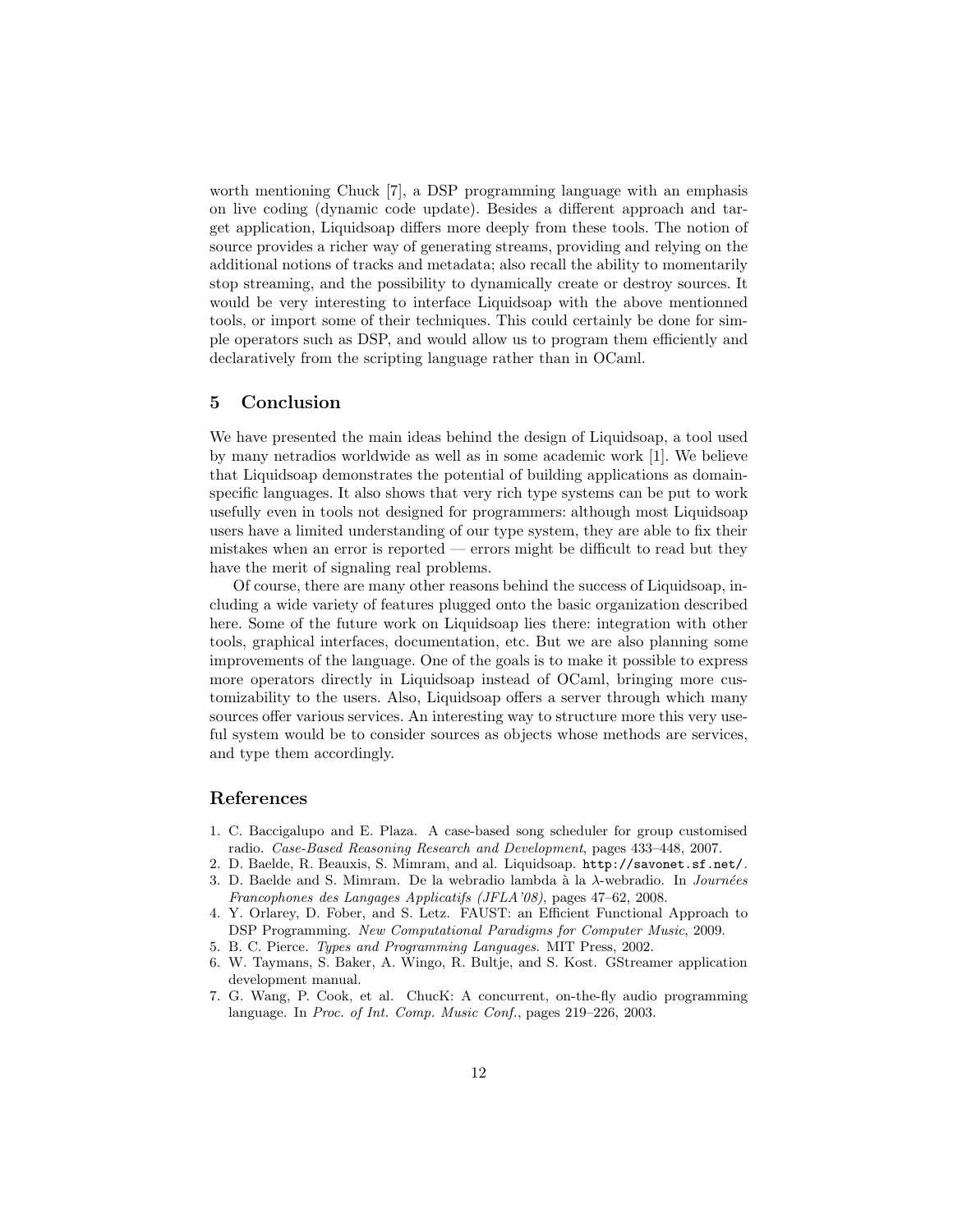worth mentioning Chuck [7], a DSP programming language with an emphasis on live coding (dynamic code update). Besides a different approach and target application, Liquidsoap differs more deeply from these tools. The notion of source provides a richer way of generating streams, providing and relying on the additional notions of tracks and metadata; also recall the ability to momentarily stop streaming, and the possibility to dynamically create or destroy sources. It would be very interesting to interface Liquidsoap with the above mentionned tools, or import some of their techniques. This could certainly be done for simple operators such as DSP, and would allow us to program them efficiently and declaratively from the scripting language rather than in OCaml.

## 5 Conclusion

We have presented the main ideas behind the design of Liquidsoap, a tool used by many netradios worldwide as well as in some academic work [1]. We believe that Liquidsoap demonstrates the potential of building applications as domain-specific languages. It also shows that very rich type systems can be put to work usefully even in tools not designed for programmers: although most Liquidsoap users have a limited understanding of our type system, they are able to fix their mistakes when an error is reported — errors might be difficult to read but they have the merit of signaling real problems.

Of course, there are many other reasons behind the success of Liquidsoap, including a wide variety of features plugged onto the basic organization described here. Some of the future work on Liquidsoap lies there: integration with other tools, graphical interfaces, documentation, etc. But we are also planning some improvements of the language. One of the goals is to make it possible to express more operators directly in Liquidsoap instead of OCaml, bringing more customizability to the users. Also, Liquidsoap offers a server through which many sources offer various services. An interesting way to structure more this very useful system would be to consider sources as objects whose methods are services, and type them accordingly.

## References

1. C. Baccigalupo and E. Plaza. A case-based song scheduler for group customised radio. *Case-Based Reasoning Research and Development*, pages 433–448, 2007.
2. D. Baelde, R. Beauxis, S. Mimram, and al. Liquidsoap. `http://savonet.sf.net/`.
3. D. Baelde and S. Mimram. De la webradio lambda à la $\lambda$-webradio. In *Journées Francophones des Langages Applicatifs (JFLA'08)*, pages 47–62, 2008.
4. Y. Orlarey, D. Fober, and S. Letz. FAUST: an Efficient Functional Approach to DSP Programming. *New Computational Paradigms for Computer Music*, 2009.
5. B. C. Pierce. *Types and Programming Languages*. MIT Press, 2002.
6. W. Taymans, S. Baker, A. Wingo, R. Bultje, and S. Kost. GStreamer application development manual.
7. G. Wang, P. Cook, et al. ChucK: A concurrent, on-the-fly audio programming language. In *Proc. of Int. Comp. Music Conf.*, pages 219–226, 2003.